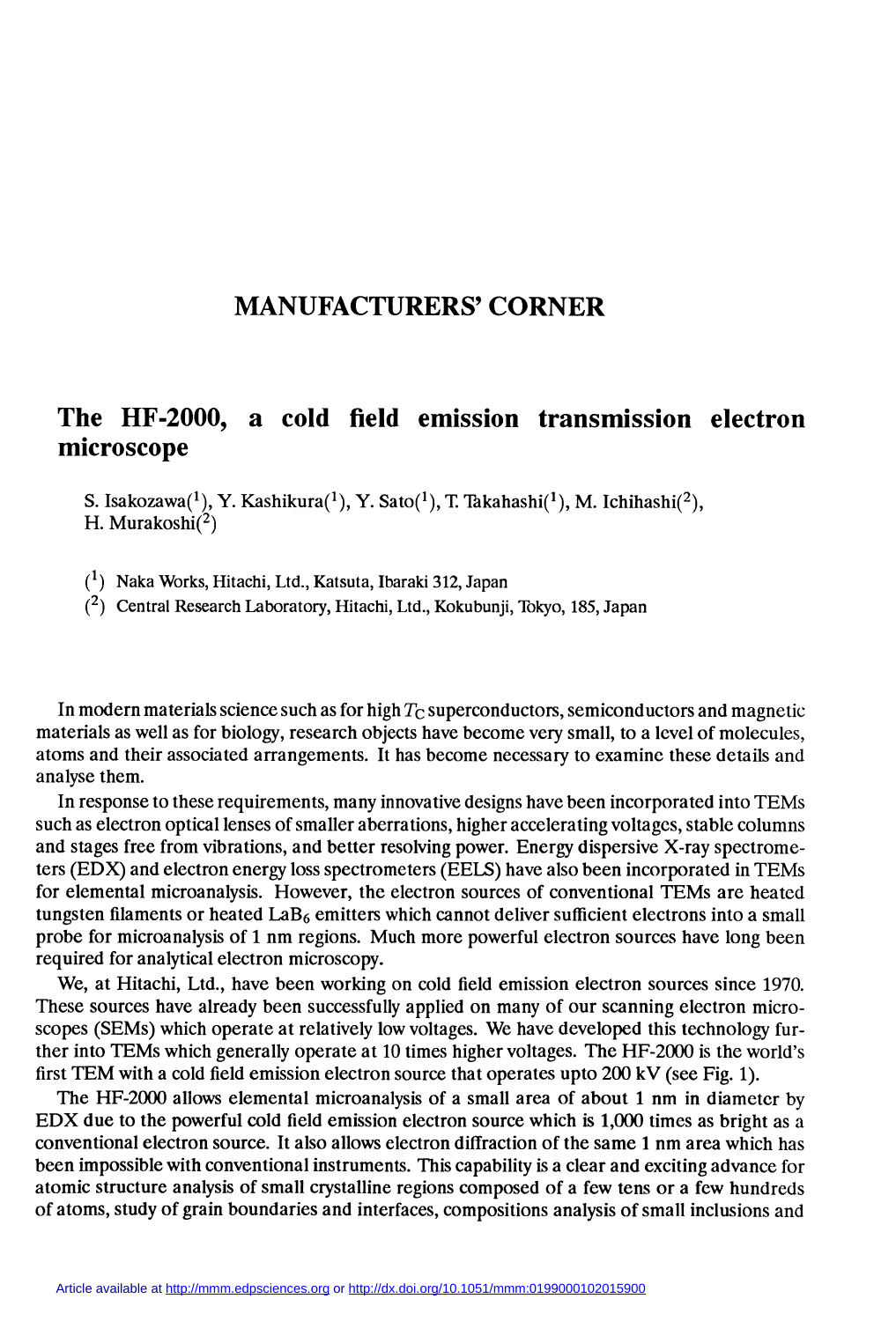## MANUFACTURERS' CORNER

# The HF-2000, a cold field emission transmission electron microscope

S. Isakozawa([1]), Y. Kashikura([1]), Y. Sato([1]), T. Takahashi([1]), M. Ichihashi([2]), H. Murakoshi([2])

([1]) Naka Works, Hitachi, Ltd., Katsuta, Ibaraki 312, Japan

([2]) Central Research Laboratory, Hitachi, Ltd., Kokubunji, Tokyo, 185, Japan

In modern materials science such as for high $T_C$ superconductors, semiconductors and magnetic materials as well as for biology, research objects have become very small, to a level of molecules, atoms and their associated arrangements. It has become necessary to examine these details and analyse them.

In response to these requirements, many innovative designs have been incorporated into TEMs such as electron optical lenses of smaller aberrations, higher accelerating voltages, stable columns and stages free from vibrations, and better resolving power. Energy dispersive X-ray spectrometers (EDX) and electron energy loss spectrometers (EELS) have also been incorporated in TEMs for elemental microanalysis. However, the electron sources of conventional TEMs are heated tungsten filaments or heated $LaB_6$ emitters which cannot deliver sufficient electrons into a small probe for microanalysis of 1 nm regions. Much more powerful electron sources have long been required for analytical electron microscopy.

We, at Hitachi, Ltd., have been working on cold field emission electron sources since 1970. These sources have already been successfully applied on many of our scanning electron microscopes (SEMs) which operate at relatively low voltages. We have developed this technology further into TEMs which generally operate at 10 times higher voltages. The HF-2000 is the world's first TEM with a cold field emission electron source that operates upto 200 kV (see Fig. 1).

The HF-2000 allows elemental microanalysis of a small area of about 1 nm in diameter by EDX due to the powerful cold field emission electron source which is 1,000 times as bright as a conventional electron source. It also allows electron diffraction of the same 1 nm area which has been impossible with conventional instruments. This capability is a clear and exciting advance for atomic structure analysis of small crystalline regions composed of a few tens or a few hundreds of atoms, study of grain boundaries and interfaces, compositions analysis of small inclusions and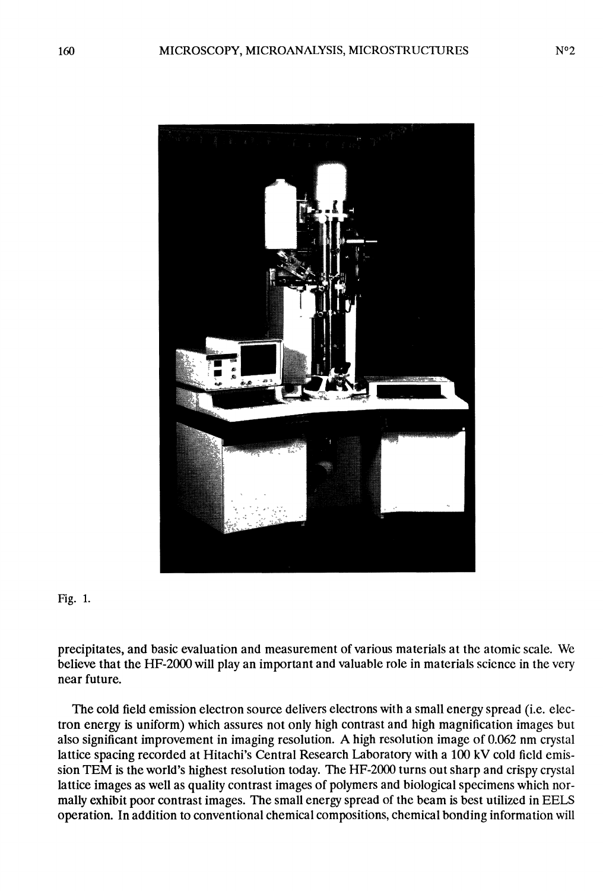Fig. 1.

precipitates, and basic evaluation and measurement of various materials at the atomic scale. We believe that the HF-2000 will play an important and valuable role in materials science in the very near future.

The cold field emission electron source delivers electrons with a small energy spread (i.e. electron energy is uniform) which assures not only high contrast and high magnification images but also significant improvement in imaging resolution. A high resolution image of 0.062 nm crystal lattice spacing recorded at Hitachi's Central Research Laboratory with a 100 kV cold field emission TEM is the world's highest resolution today. The HF-2000 turns out sharp and crispy crystal lattice images as well as quality contrast images of polymers and biological specimens which normally exhibit poor contrast images. The small energy spread of the beam is best utilized in EELS operation. In addition to conventional chemical compositions, chemical bonding information will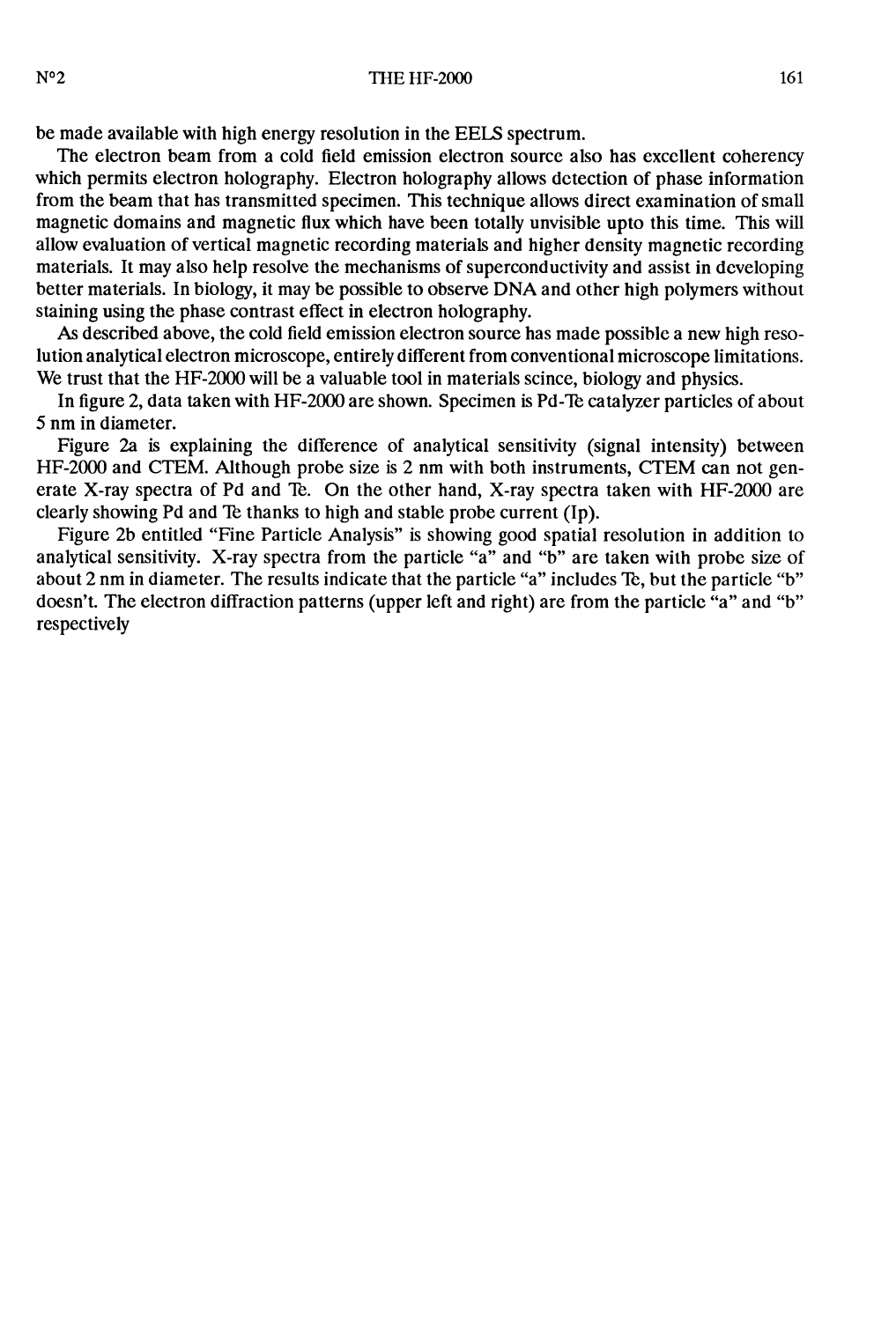be made available with high energy resolution in the EELS spectrum.

The electron beam from a cold field emission electron source also has excellent coherency which permits electron holography. Electron holography allows detection of phase information from the beam that has transmitted specimen. This technique allows direct examination of small magnetic domains and magnetic flux which have been totally unvisible upto this time. This will allow evaluation of vertical magnetic recording materials and higher density magnetic recording materials. It may also help resolve the mechanisms of superconductivity and assist in developing better materials. In biology, it may be possible to observe DNA and other high polymers without staining using the phase contrast effect in electron holography.

As described above, the cold field emission electron source has made possible a new high resolution analytical electron microscope, entirely different from conventional microscope limitations. We trust that the HF-2000 will be a valuable tool in materials scince, biology and physics.

In figure 2, data taken with HF-2000 are shown. Specimen is Pd-Te catalyzer particles of about 5 nm in diameter.

Figure 2a is explaining the difference of analytical sensitivity (signal intensity) between HF-2000 and CTEM. Although probe size is 2 nm with both instruments, CTEM can not generate X-ray spectra of Pd and Te. On the other hand, X-ray spectra taken with HF-2000 are clearly showing Pd and Te thanks to high and stable probe current (Ip).

Figure 2b entitled "Fine Particle Analysis" is showing good spatial resolution in addition to analytical sensitivity. X-ray spectra from the particle "a" and "b" are taken with probe size of about 2 nm in diameter. The results indicate that the particle "a" includes Te, but the particle "b" doesn't. The electron diffraction patterns (upper left and right) are from the particle "a" and "b" respectively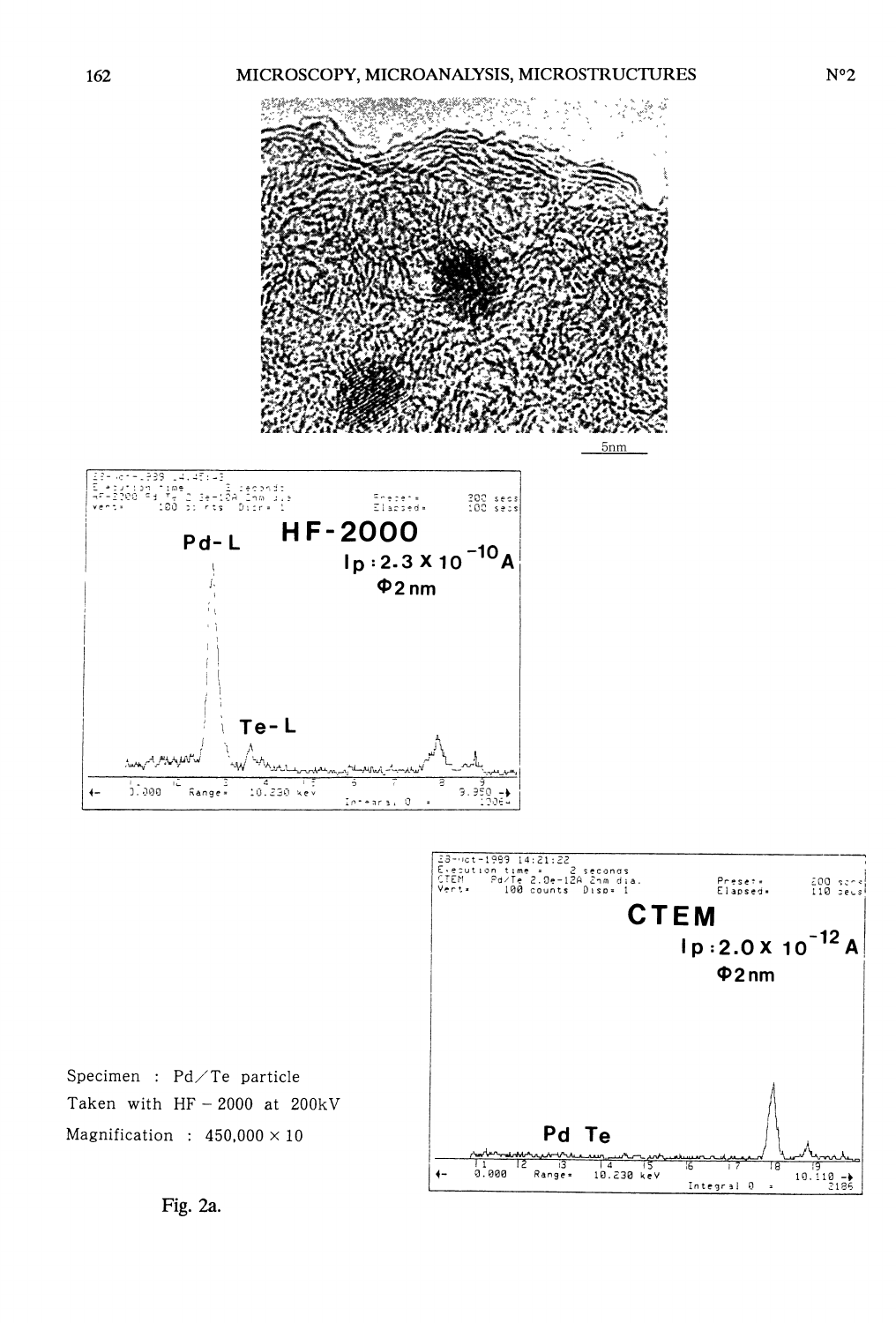Specimen : Pd/Te particle

Taken with HF − 2000 at 200kV

Magnification : 450,000 × 10

Fig. 2a.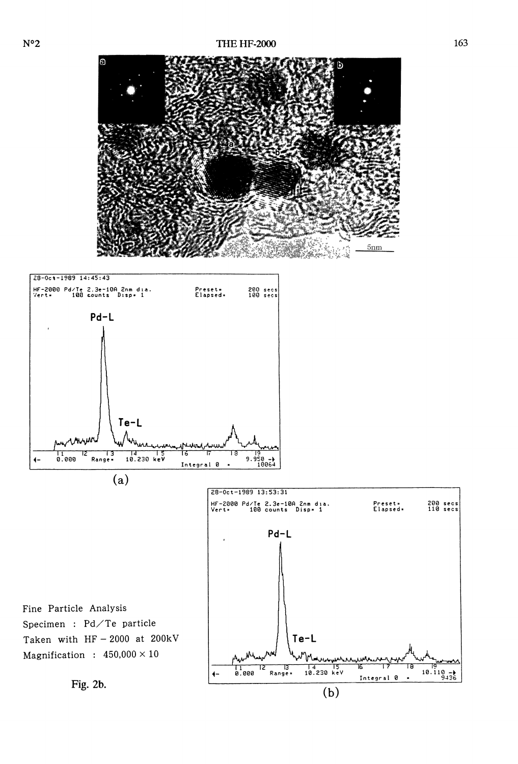28-Oct-1989 14:45:43

HF-2000 Pd/Te 2.3e-10A 2nm dia. Preset= 200 secs

Vert= 100 counts Disp= 1 Elapsed= 100 secs

Pd-L

Te-L

0.000 Range= 10.230 keV 9.950

Integral 0 = 10064

(a)

28-Oct-1989 13:53:31

HF-2000 Pd/Te 2.3e-10A 2nm dia. Preset= 200 secs

Vert= 100 counts Disp= 1 Elapsed= 110 secs

Pd-L

Te-L

0.000 Range= 10.230 keV 10.110

Integral 0 = 9436

(b)

Fine Particle Analysis

Specimen : Pd/Te particle

Taken with HF – 2000 at 200kV

Magnification : 450,000 × 10

Fig. 2b.